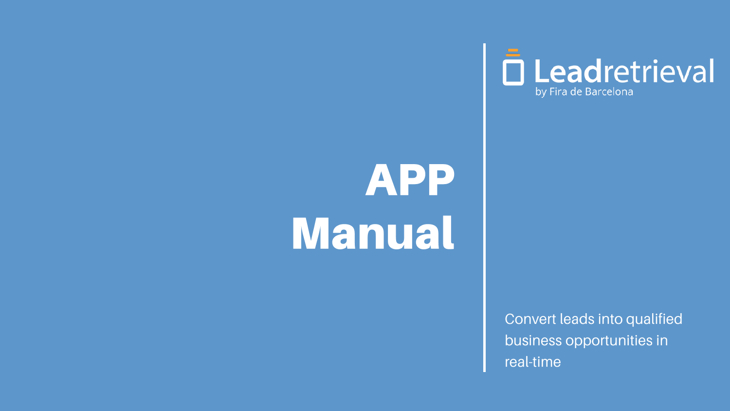Leadretrieval
by Fira de Barcelona

# APP Manual

Convert leads into qualified business opportunities in real-time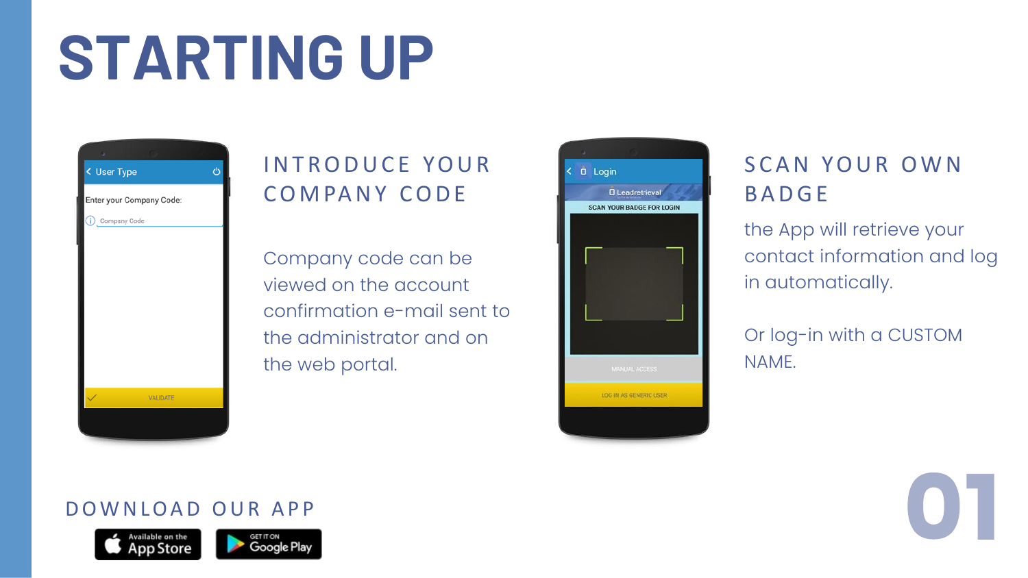# STARTING UP

## INTRODUCE YOUR COMPANY CODE

Company code can be viewed on the account confirmation e-mail sent to the administrator and on the web portal.

## SCAN YOUR OWN BADGE

the App will retrieve your contact information and log in automatically.

Or log-in with a CUSTOM NAME.

## DOWNLOAD OUR APP

Available on the App Store

GET IT ON Google Play

01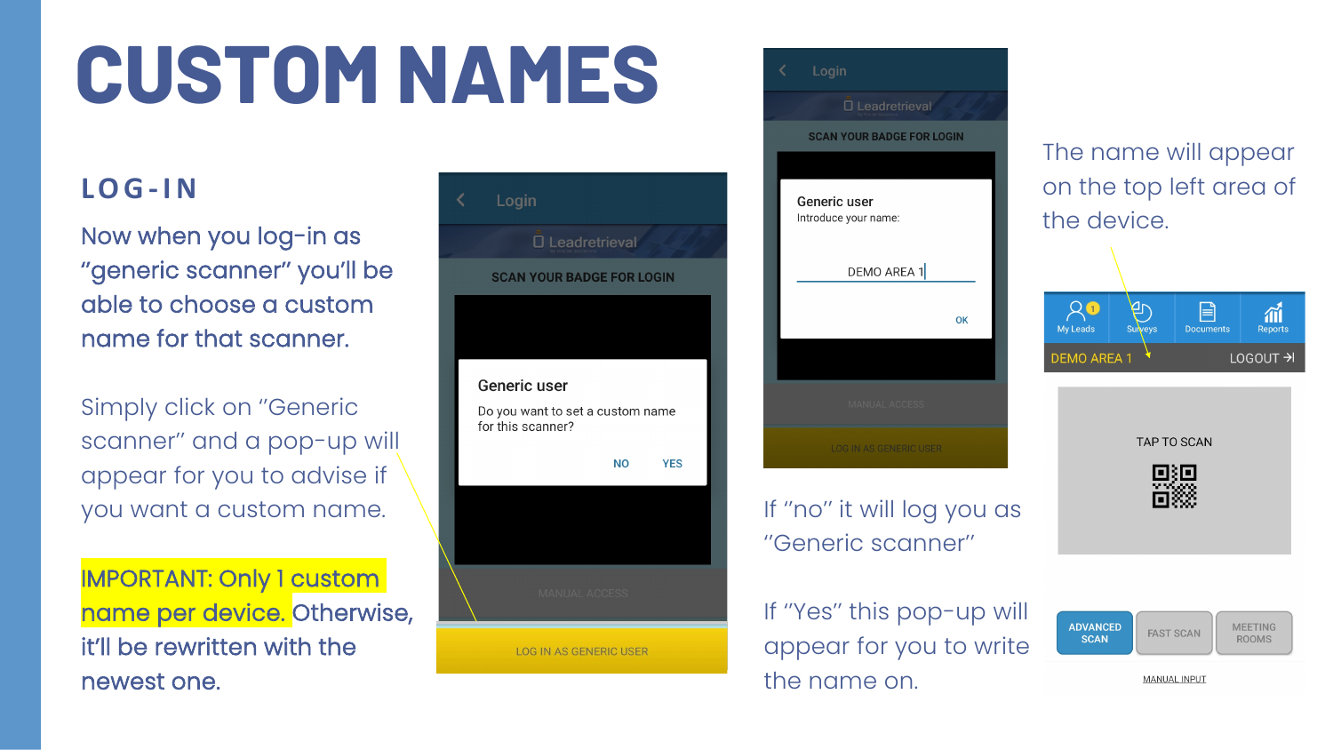# CUSTOM NAMES

## LOG-IN

Now when you log-in as "generic scanner" you'll be able to choose a custom name for that scanner.

Simply click on "Generic scanner" and a pop-up will appear for you to advise if you want a custom name.

IMPORTANT: Only 1 custom name per device. Otherwise, it'll be rewritten with the newest one.

Login

Leadretrieval

SCAN YOUR BADGE FOR LOGIN

Generic user

Do you want to set a custom name for this scanner?

NO YES

MANUAL ACCESS

LOG IN AS GENERIC USER

Login

Leadretrieval

SCAN YOUR BADGE FOR LOGIN

Generic user

Introduce your name:

DEMO AREA 1

OK

MANUAL ACCESS

LOG IN AS GENERIC USER

If "no" it will log you as "Generic scanner"

If "Yes" this pop-up will appear for you to write the name on.

The name will appear on the top left area of the device.

My Leads | Surveys | Documents | Reports

DEMO AREA 1 LOGOUT

TAP TO SCAN

ADVANCED SCAN | FAST SCAN | MEETING ROOMS

MANUAL INPUT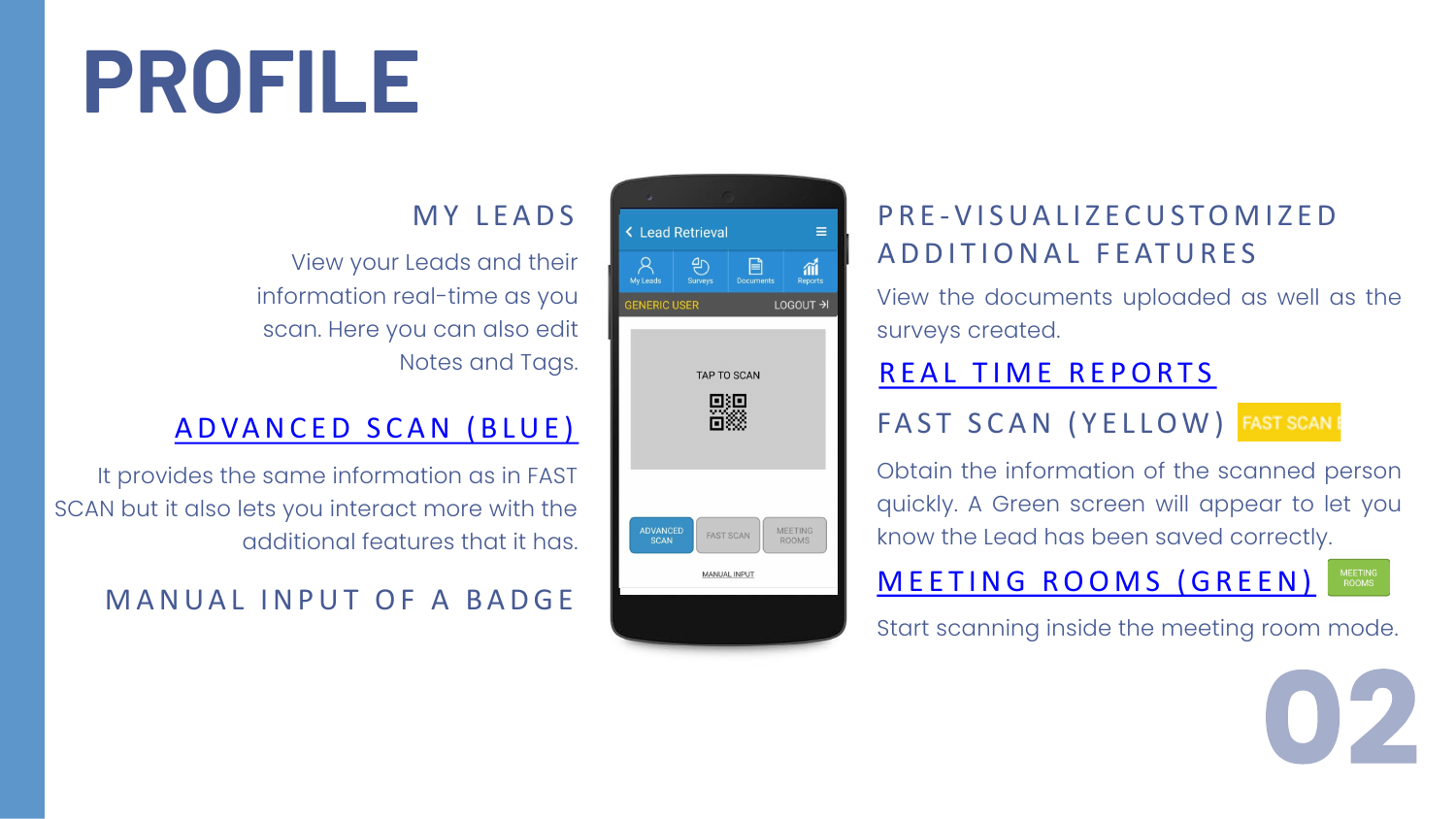# PROFILE

## MY LEADS

View your Leads and their information real-time as you scan. Here you can also edit Notes and Tags.

## ADVANCED SCAN (BLUE)

It provides the same information as in FAST SCAN but it also lets you interact more with the additional features that it has.

## MANUAL INPUT OF A BADGE

## PRE-VISUALIZECUSTOMIZED ADDITIONAL FEATURES

View the documents uploaded as well as the surveys created.

## REAL TIME REPORTS

## FAST SCAN (YELLOW)

Obtain the information of the scanned person quickly. A Green screen will appear to let you know the Lead has been saved correctly.

## MEETING ROOMS (GREEN)

Start scanning inside the meeting room mode.

02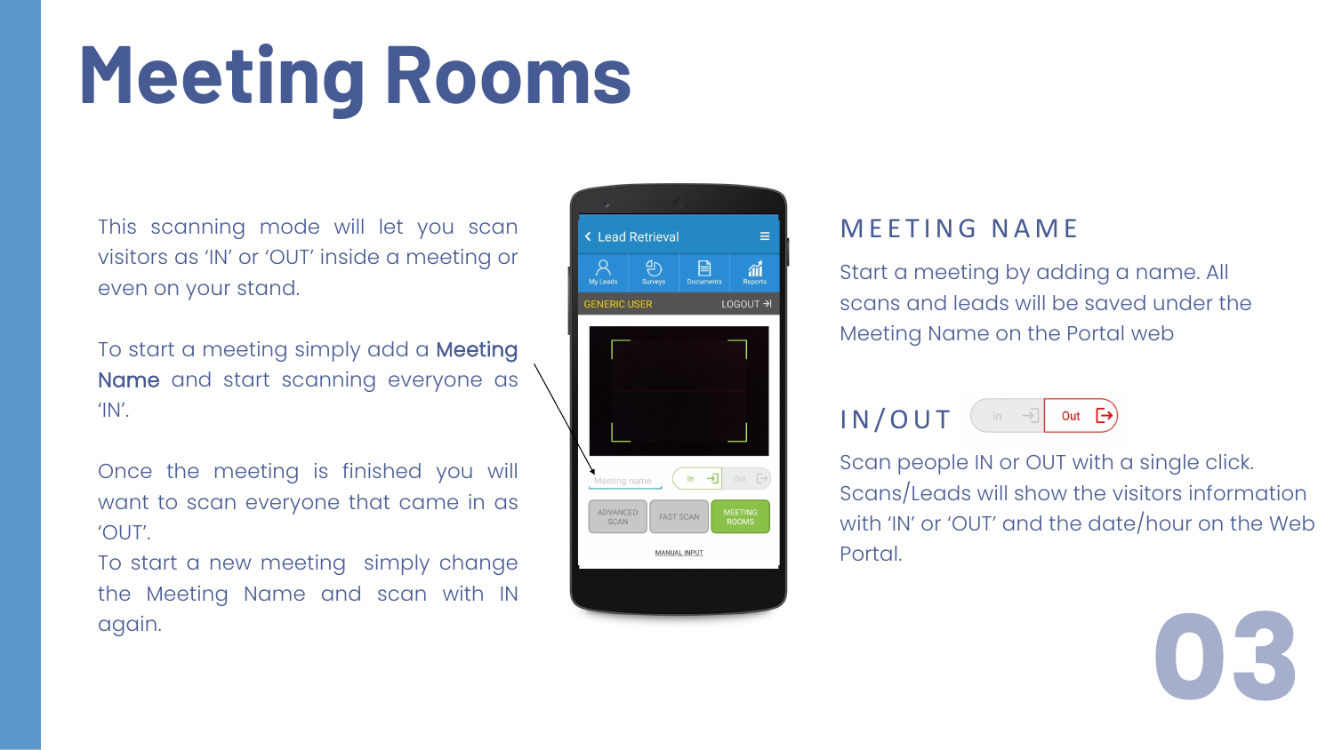# Meeting Rooms

This scanning mode will let you scan visitors as 'IN' or 'OUT' inside a meeting or even on your stand.

To start a meeting simply add a **Meeting Name** and start scanning everyone as 'IN'.

Once the meeting is finished you will want to scan everyone that came in as 'OUT'.
To start a new meeting simply change the Meeting Name and scan with IN again.

## MEETING NAME

Start a meeting by adding a name. All scans and leads will be saved under the Meeting Name on the Portal web

## IN/OUT

Scan people IN or OUT with a single click. Scans/Leads will show the visitors information with 'IN' or 'OUT' and the date/hour on the Web Portal.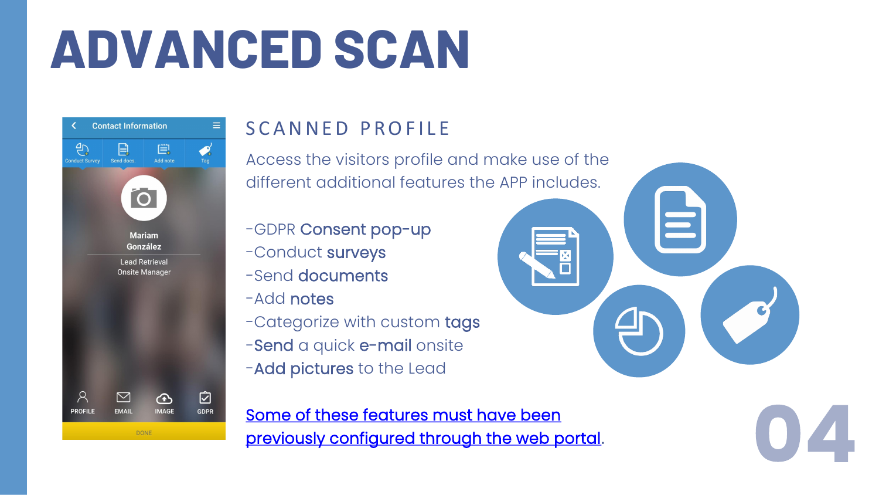# ADVANCED SCAN

## SCANNED PROFILE

Access the visitors profile and make use of the different additional features the APP includes.

- -GDPR **Consent pop-up**
- -Conduct **surveys**
- -Send **documents**
- -Add **notes**
- -Categorize with custom **tags**
- -**Send** a quick **e-mail** onsite
- -**Add pictures** to the Lead

Some of these features must have been previously configured through the web portal.

04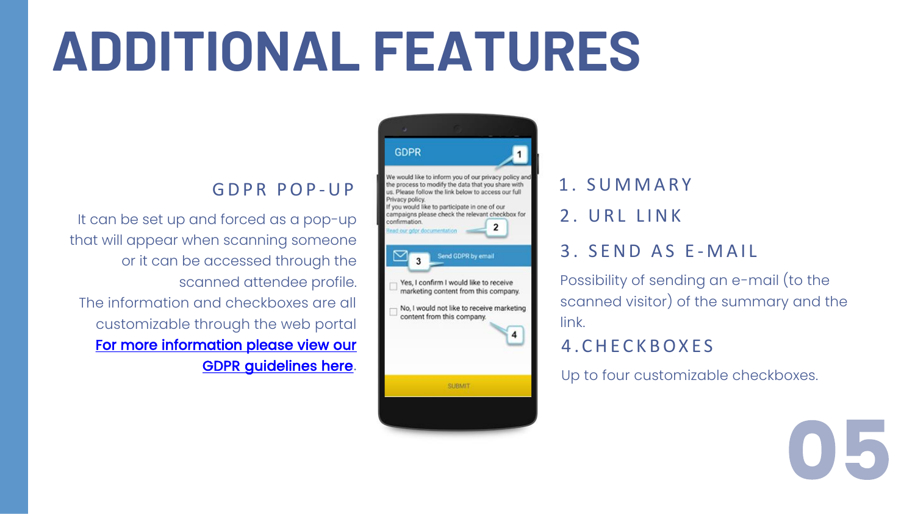# ADDITIONAL FEATURES

## GDPR POP-UP

It can be set up and forced as a pop-up that will appear when scanning someone or it can be accessed through the scanned attendee profile.
The information and checkboxes are all customizable through the web portal
For more information please view our GDPR guidelines here.

### 1. SUMMARY

### 2. URL LINK

### 3. SEND AS E-MAIL

Possibility of sending an e-mail (to the scanned visitor) of the summary and the link.

### 4. CHECKBOXES

Up to four customizable checkboxes.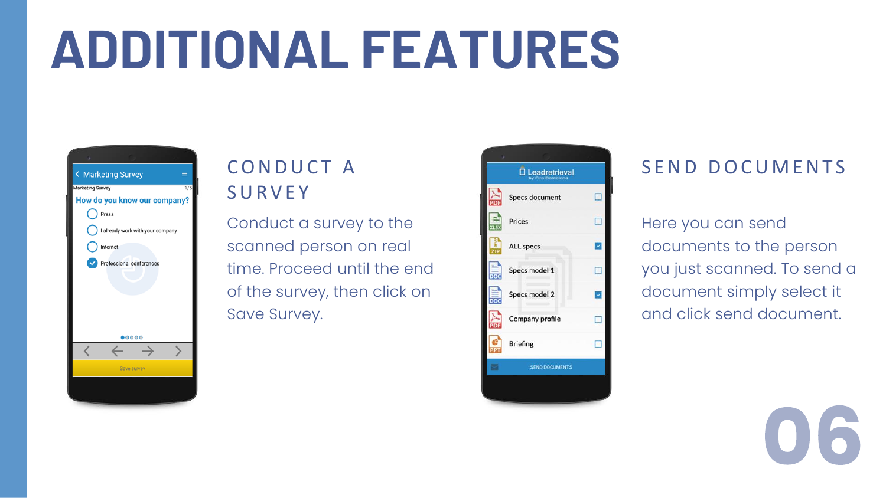# ADDITIONAL FEATURES

## CONDUCT A SURVEY

Conduct a survey to the scanned person on real time. Proceed until the end of the survey, then click on Save Survey.

## SEND DOCUMENTS

Here you can send documents to the person you just scanned. To send a document simply select it and click send document.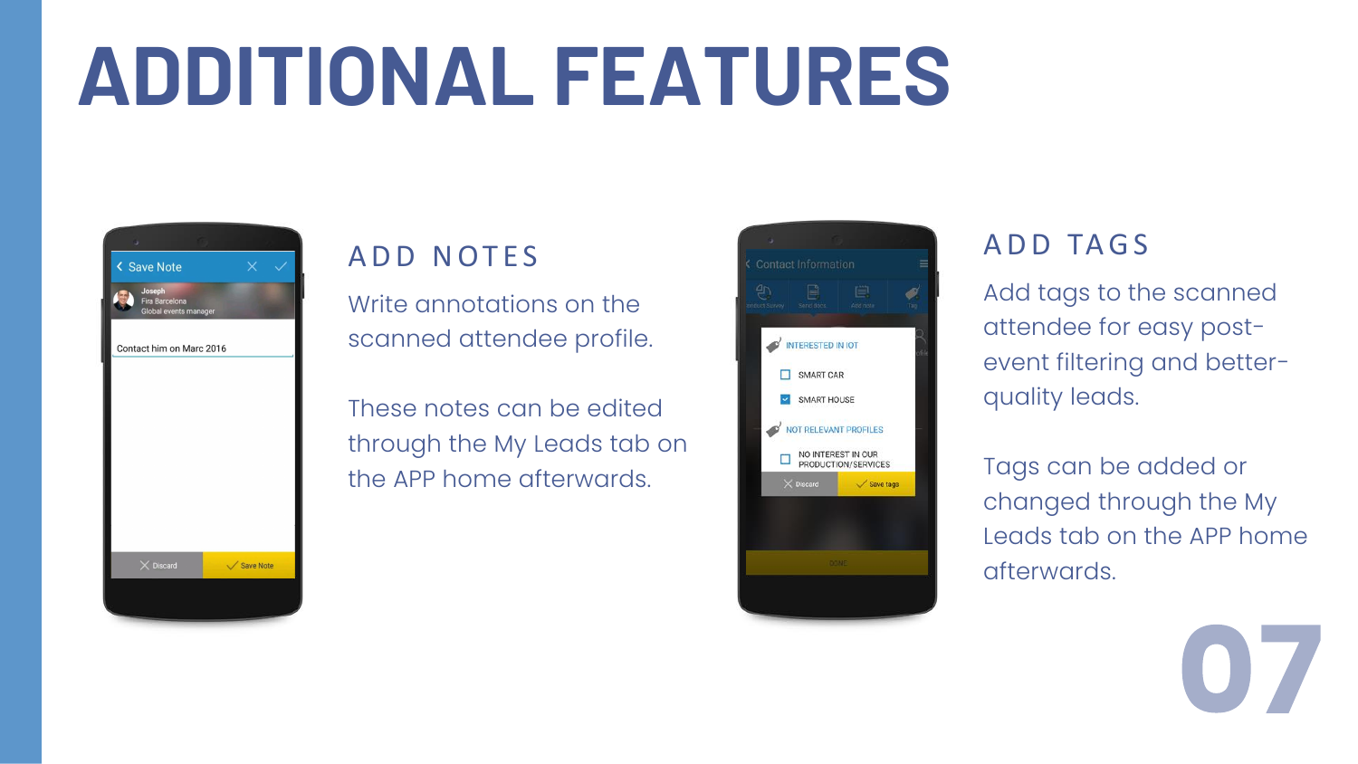# ADDITIONAL FEATURES

## ADD NOTES

Write annotations on the scanned attendee profile.

These notes can be edited through the My Leads tab on the APP home afterwards.

## ADD TAGS

Add tags to the scanned attendee for easy post-event filtering and better-quality leads.

Tags can be added or changed through the My Leads tab on the APP home afterwards.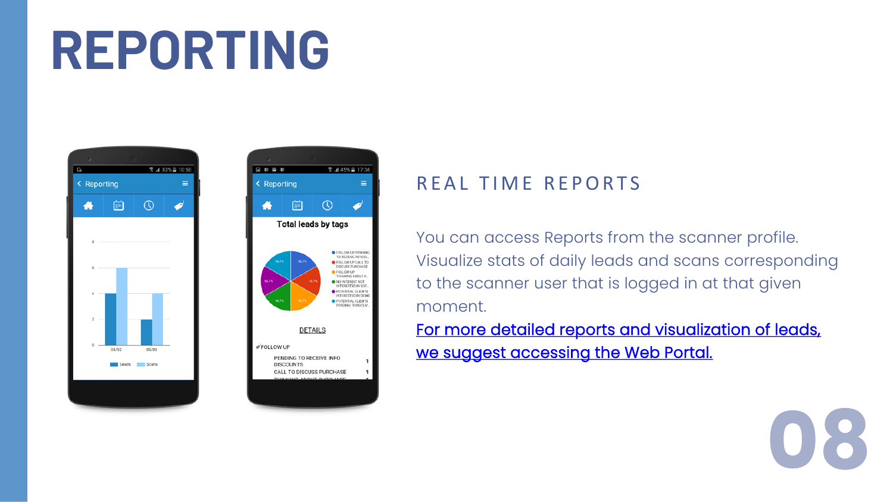# REPORTING

## REAL TIME REPORTS

You can access Reports from the scanner profile. Visualize stats of daily leads and scans corresponding to the scanner user that is logged in at that given moment.

For more detailed reports and visualization of leads, we suggest accessing the Web Portal.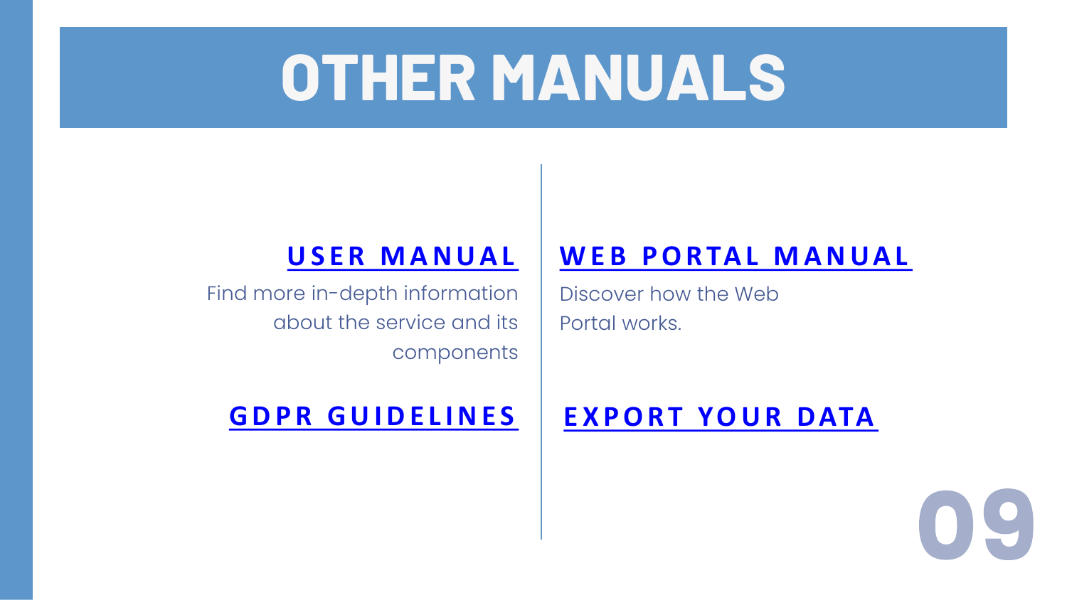# OTHER MANUALS

## USER MANUAL

Find more in-depth information about the service and its components

## WEB PORTAL MANUAL

Discover how the Web Portal works.

## GDPR GUIDELINES

## EXPORT YOUR DATA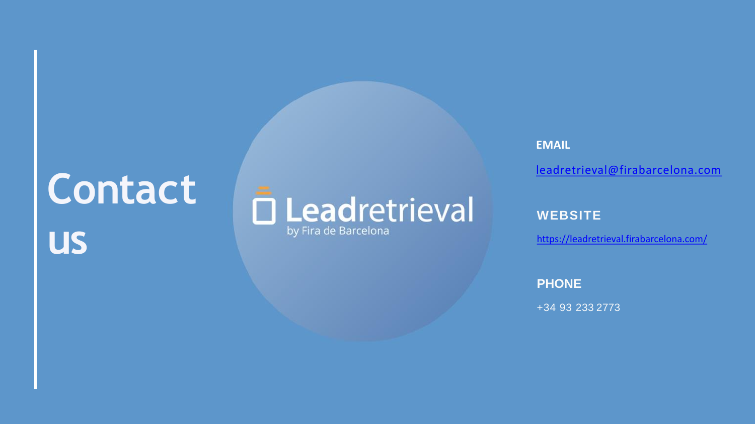# Contact us

Leadretrieval
by Fira de Barcelona

**EMAIL**

leadretrieval@firabarcelona.com

**WEBSITE**

https://leadretrieval.firabarcelona.com/

**PHONE**

+34 93 233 2773